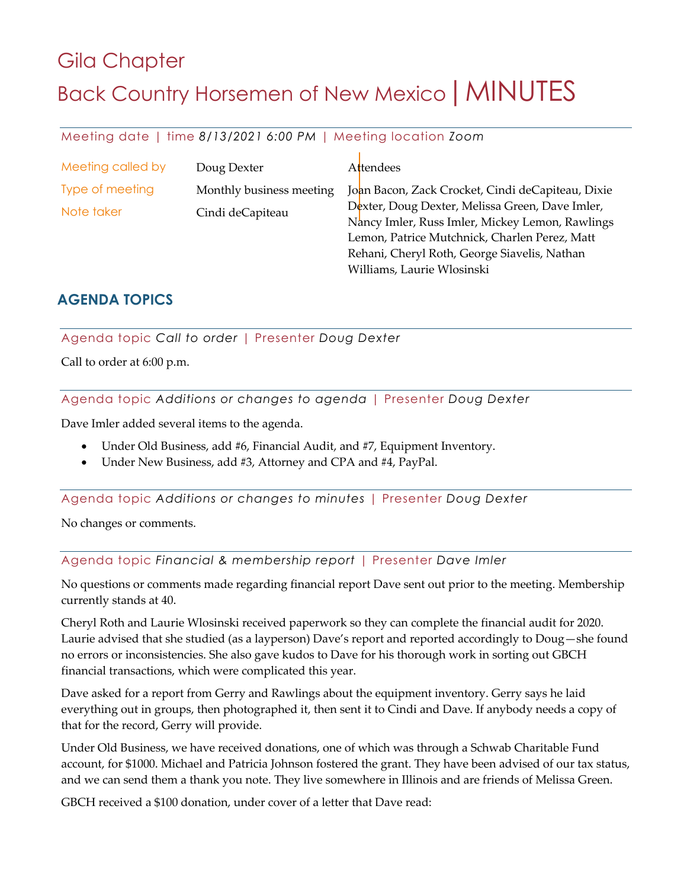# Gila Chapter

# Back Country Horsemen of New Mexico | MINUTES

Meeting date | time *8/13/2021 6:00 PM* | Meeting location *Zoom*

| | | |
|---|---|---|
| Meeting called by | Doug Dexter | **Attendees** |
| Type of meeting | Monthly business meeting | Joan Bacon, Zack Crocket, Cindi deCapiteau, Dixie Dexter, Doug Dexter, Melissa Green, Dave Imler, Nancy Imler, Russ Imler, Mickey Lemon, Rawlings Lemon, Patrice Mutchnick, Charlen Perez, Matt Rehani, Cheryl Roth, George Siavelis, Nathan Williams, Laurie Wlosinski |
| Note taker | Cindi deCapiteau | |

## AGENDA TOPICS

Agenda topic *Call to order* | Presenter *Doug Dexter*

Call to order at 6:00 p.m.

Agenda topic *Additions or changes to agenda* | Presenter *Doug Dexter*

Dave Imler added several items to the agenda.

- Under Old Business, add #6, Financial Audit, and #7, Equipment Inventory.
- Under New Business, add #3, Attorney and CPA and #4, PayPal.

Agenda topic *Additions or changes to minutes* | Presenter *Doug Dexter*

No changes or comments.

Agenda topic *Financial & membership report* | Presenter *Dave Imler*

No questions or comments made regarding financial report Dave sent out prior to the meeting. Membership currently stands at 40.

Cheryl Roth and Laurie Wlosinski received paperwork so they can complete the financial audit for 2020. Laurie advised that she studied (as a layperson) Dave's report and reported accordingly to Doug—she found no errors or inconsistencies. She also gave kudos to Dave for his thorough work in sorting out GBCH financial transactions, which were complicated this year.

Dave asked for a report from Gerry and Rawlings about the equipment inventory. Gerry says he laid everything out in groups, then photographed it, then sent it to Cindi and Dave. If anybody needs a copy of that for the record, Gerry will provide.

Under Old Business, we have received donations, one of which was through a Schwab Charitable Fund account, for $1000. Michael and Patricia Johnson fostered the grant. They have been advised of our tax status, and we can send them a thank you note. They live somewhere in Illinois and are friends of Melissa Green.

GBCH received a $100 donation, under cover of a letter that Dave read: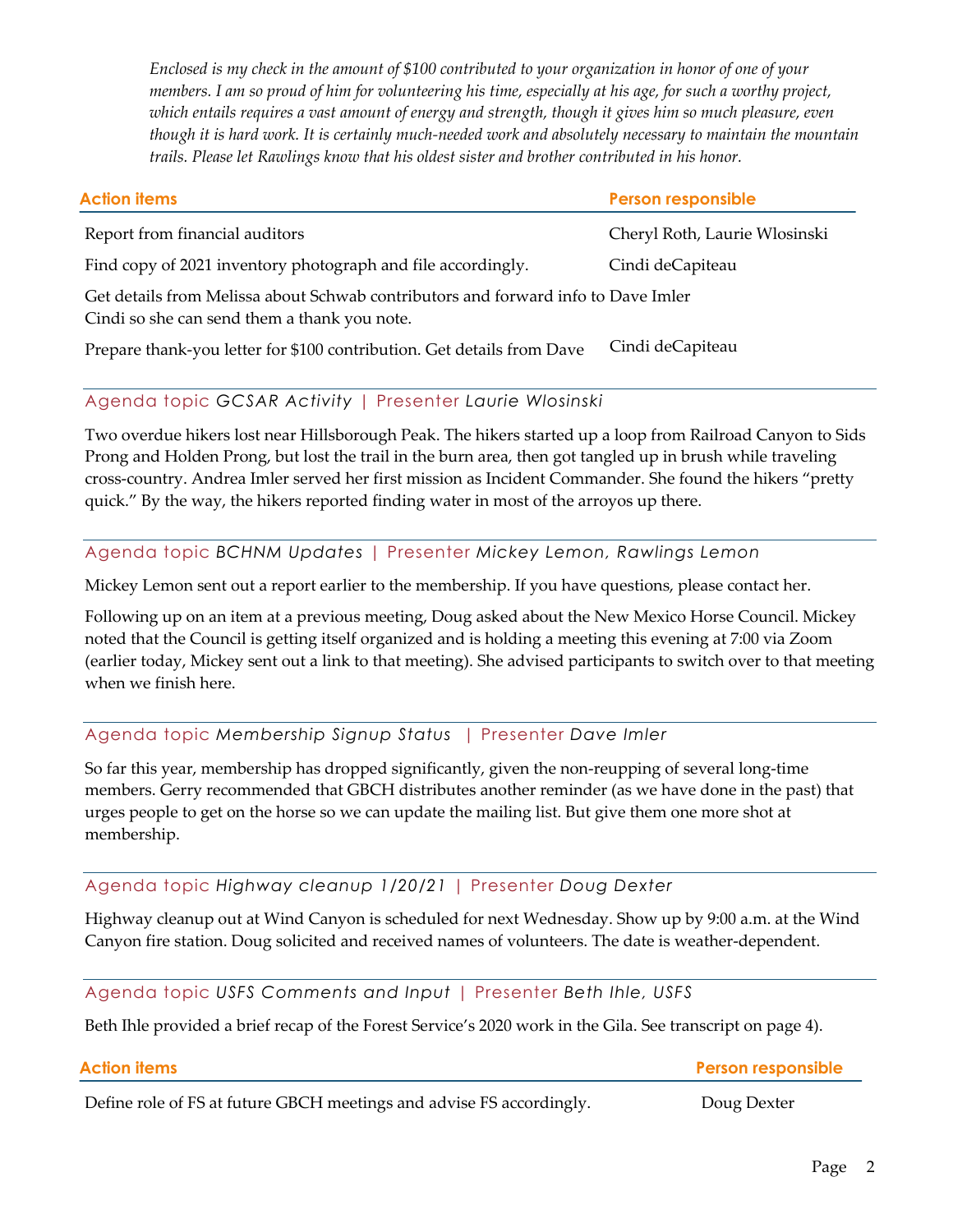*Enclosed is my check in the amount of $100 contributed to your organization in honor of one of your members. I am so proud of him for volunteering his time, especially at his age, for such a worthy project, which entails requires a vast amount of energy and strength, though it gives him so much pleasure, even though it is hard work. It is certainly much-needed work and absolutely necessary to maintain the mountain trails. Please let Rawlings know that his oldest sister and brother contributed in his honor.*

| Action items | Person responsible |
|---|---|
| Report from financial auditors | Cheryl Roth, Laurie Wlosinski |
| Find copy of 2021 inventory photograph and file accordingly. | Cindi deCapiteau |
| Get details from Melissa about Schwab contributors and forward info to Cindi so she can send them a thank you note. | Dave Imler |
| Prepare thank-you letter for $100 contribution. Get details from Dave | Cindi deCapiteau |

Agenda topic *GCSAR Activity* | Presenter *Laurie Wlosinski*

Two overdue hikers lost near Hillsborough Peak. The hikers started up a loop from Railroad Canyon to Sids Prong and Holden Prong, but lost the trail in the burn area, then got tangled up in brush while traveling cross-country. Andrea Imler served her first mission as Incident Commander. She found the hikers "pretty quick." By the way, the hikers reported finding water in most of the arroyos up there.

Agenda topic *BCHNM Updates* | Presenter *Mickey Lemon, Rawlings Lemon*

Mickey Lemon sent out a report earlier to the membership. If you have questions, please contact her.

Following up on an item at a previous meeting, Doug asked about the New Mexico Horse Council. Mickey noted that the Council is getting itself organized and is holding a meeting this evening at 7:00 via Zoom (earlier today, Mickey sent out a link to that meeting). She advised participants to switch over to that meeting when we finish here.

Agenda topic *Membership Signup Status* | Presenter *Dave Imler*

So far this year, membership has dropped significantly, given the non-reupping of several long-time members. Gerry recommended that GBCH distributes another reminder (as we have done in the past) that urges people to get on the horse so we can update the mailing list. But give them one more shot at membership.

Agenda topic *Highway cleanup 1/20/21* | Presenter *Doug Dexter*

Highway cleanup out at Wind Canyon is scheduled for next Wednesday. Show up by 9:00 a.m. at the Wind Canyon fire station. Doug solicited and received names of volunteers. The date is weather-dependent.

Agenda topic *USFS Comments and Input* | Presenter *Beth Ihle, USFS*

Beth Ihle provided a brief recap of the Forest Service's 2020 work in the Gila. See transcript on page 4).

| Action items | Person responsible |
|---|---|
| Define role of FS at future GBCH meetings and advise FS accordingly. | Doug Dexter |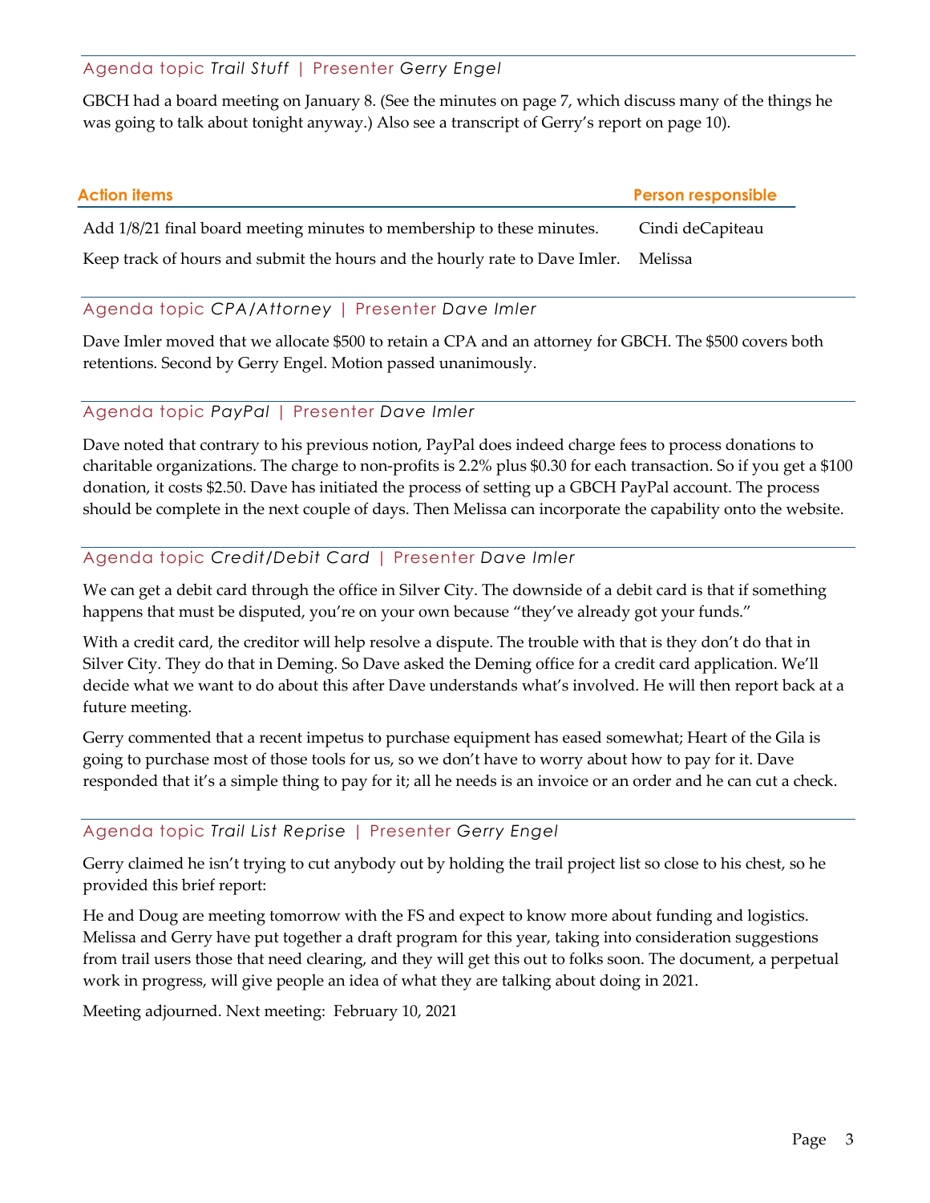### Agenda topic *Trail Stuff* | Presenter *Gerry Engel*

GBCH had a board meeting on January 8. (See the minutes on page 7, which discuss many of the things he was going to talk about tonight anyway.) Also see a transcript of Gerry's report on page 10).

| Action items | Person responsible |
|---|---|
| Add 1/8/21 final board meeting minutes to membership to these minutes. | Cindi deCapiteau |
| Keep track of hours and submit the hours and the hourly rate to Dave Imler. | Melissa |

### Agenda topic *CPA/Attorney* | Presenter *Dave Imler*

Dave Imler moved that we allocate $500 to retain a CPA and an attorney for GBCH. The $500 covers both retentions. Second by Gerry Engel. Motion passed unanimously.

### Agenda topic *PayPal* | Presenter *Dave Imler*

Dave noted that contrary to his previous notion, PayPal does indeed charge fees to process donations to charitable organizations. The charge to non-profits is 2.2% plus $0.30 for each transaction. So if you get a $100 donation, it costs $2.50. Dave has initiated the process of setting up a GBCH PayPal account. The process should be complete in the next couple of days. Then Melissa can incorporate the capability onto the website.

### Agenda topic *Credit/Debit Card* | Presenter *Dave Imler*

We can get a debit card through the office in Silver City. The downside of a debit card is that if something happens that must be disputed, you're on your own because "they've already got your funds."

With a credit card, the creditor will help resolve a dispute. The trouble with that is they don't do that in Silver City. They do that in Deming. So Dave asked the Deming office for a credit card application. We'll decide what we want to do about this after Dave understands what's involved. He will then report back at a future meeting.

Gerry commented that a recent impetus to purchase equipment has eased somewhat; Heart of the Gila is going to purchase most of those tools for us, so we don't have to worry about how to pay for it. Dave responded that it's a simple thing to pay for it; all he needs is an invoice or an order and he can cut a check.

### Agenda topic *Trail List Reprise* | Presenter *Gerry Engel*

Gerry claimed he isn't trying to cut anybody out by holding the trail project list so close to his chest, so he provided this brief report:

He and Doug are meeting tomorrow with the FS and expect to know more about funding and logistics. Melissa and Gerry have put together a draft program for this year, taking into consideration suggestions from trail users those that need clearing, and they will get this out to folks soon. The document, a perpetual work in progress, will give people an idea of what they are talking about doing in 2021.

Meeting adjourned. Next meeting: February 10, 2021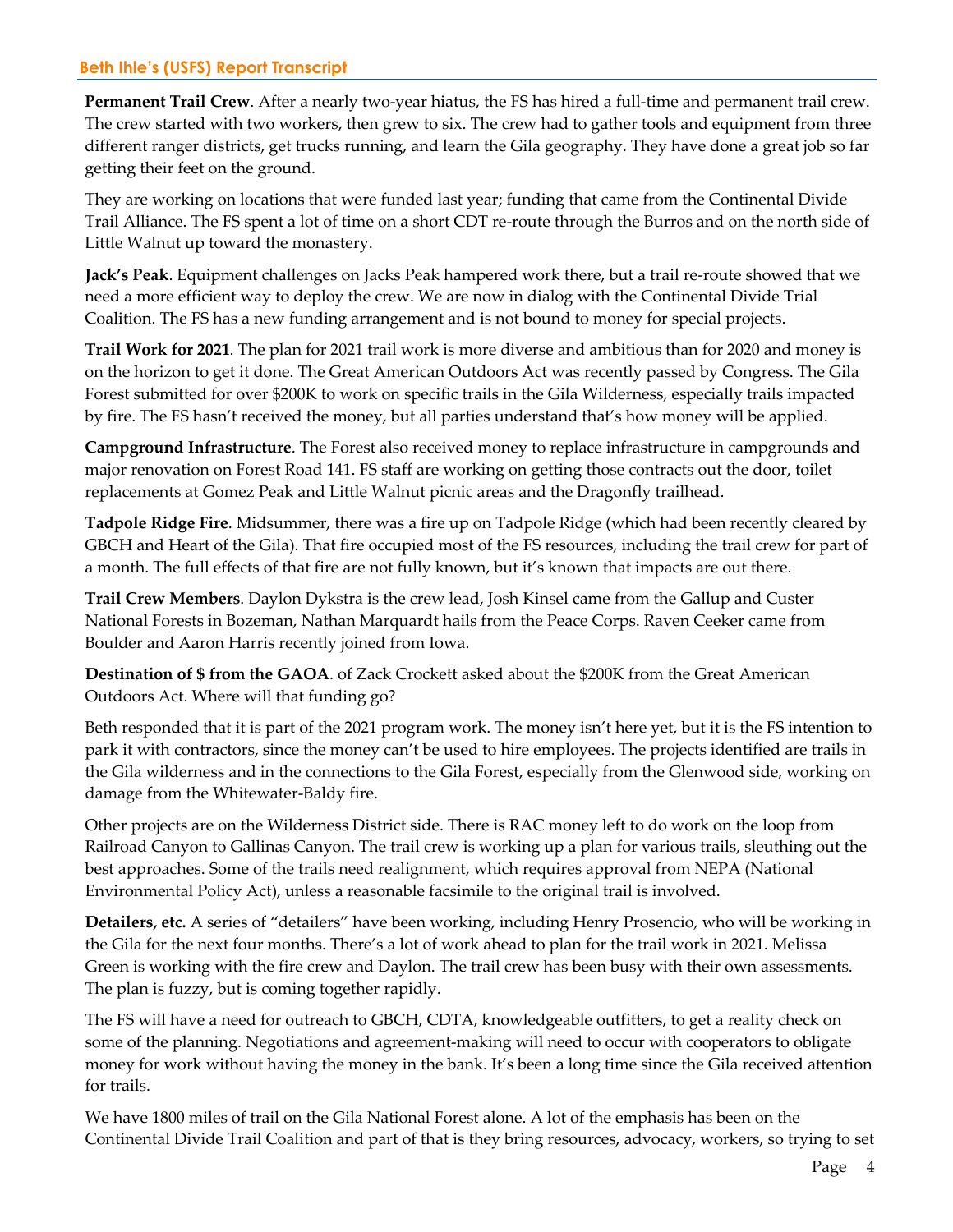## Beth Ihle's (USFS) Report Transcript

**Permanent Trail Crew**. After a nearly two-year hiatus, the FS has hired a full-time and permanent trail crew. The crew started with two workers, then grew to six. The crew had to gather tools and equipment from three different ranger districts, get trucks running, and learn the Gila geography. They have done a great job so far getting their feet on the ground.

They are working on locations that were funded last year; funding that came from the Continental Divide Trail Alliance. The FS spent a lot of time on a short CDT re-route through the Burros and on the north side of Little Walnut up toward the monastery.

**Jack's Peak**. Equipment challenges on Jacks Peak hampered work there, but a trail re-route showed that we need a more efficient way to deploy the crew. We are now in dialog with the Continental Divide Trial Coalition. The FS has a new funding arrangement and is not bound to money for special projects.

**Trail Work for 2021**. The plan for 2021 trail work is more diverse and ambitious than for 2020 and money is on the horizon to get it done. The Great American Outdoors Act was recently passed by Congress. The Gila Forest submitted for over $200K to work on specific trails in the Gila Wilderness, especially trails impacted by fire. The FS hasn't received the money, but all parties understand that's how money will be applied.

**Campground Infrastructure**. The Forest also received money to replace infrastructure in campgrounds and major renovation on Forest Road 141. FS staff are working on getting those contracts out the door, toilet replacements at Gomez Peak and Little Walnut picnic areas and the Dragonfly trailhead.

**Tadpole Ridge Fire**. Midsummer, there was a fire up on Tadpole Ridge (which had been recently cleared by GBCH and Heart of the Gila). That fire occupied most of the FS resources, including the trail crew for part of a month. The full effects of that fire are not fully known, but it's known that impacts are out there.

**Trail Crew Members**. Daylon Dykstra is the crew lead, Josh Kinsel came from the Gallup and Custer National Forests in Bozeman, Nathan Marquardt hails from the Peace Corps. Raven Ceeker came from Boulder and Aaron Harris recently joined from Iowa.

**Destination of $ from the GAOA**. of Zack Crockett asked about the $200K from the Great American Outdoors Act. Where will that funding go?

Beth responded that it is part of the 2021 program work. The money isn't here yet, but it is the FS intention to park it with contractors, since the money can't be used to hire employees. The projects identified are trails in the Gila wilderness and in the connections to the Gila Forest, especially from the Glenwood side, working on damage from the Whitewater-Baldy fire.

Other projects are on the Wilderness District side. There is RAC money left to do work on the loop from Railroad Canyon to Gallinas Canyon. The trail crew is working up a plan for various trails, sleuthing out the best approaches. Some of the trails need realignment, which requires approval from NEPA (National Environmental Policy Act), unless a reasonable facsimile to the original trail is involved.

**Detailers, etc.** A series of "detailers" have been working, including Henry Prosencio, who will be working in the Gila for the next four months. There's a lot of work ahead to plan for the trail work in 2021. Melissa Green is working with the fire crew and Daylon. The trail crew has been busy with their own assessments. The plan is fuzzy, but is coming together rapidly.

The FS will have a need for outreach to GBCH, CDTA, knowledgeable outfitters, to get a reality check on some of the planning. Negotiations and agreement-making will need to occur with cooperators to obligate money for work without having the money in the bank. It's been a long time since the Gila received attention for trails.

We have 1800 miles of trail on the Gila National Forest alone. A lot of the emphasis has been on the Continental Divide Trail Coalition and part of that is they bring resources, advocacy, workers, so trying to set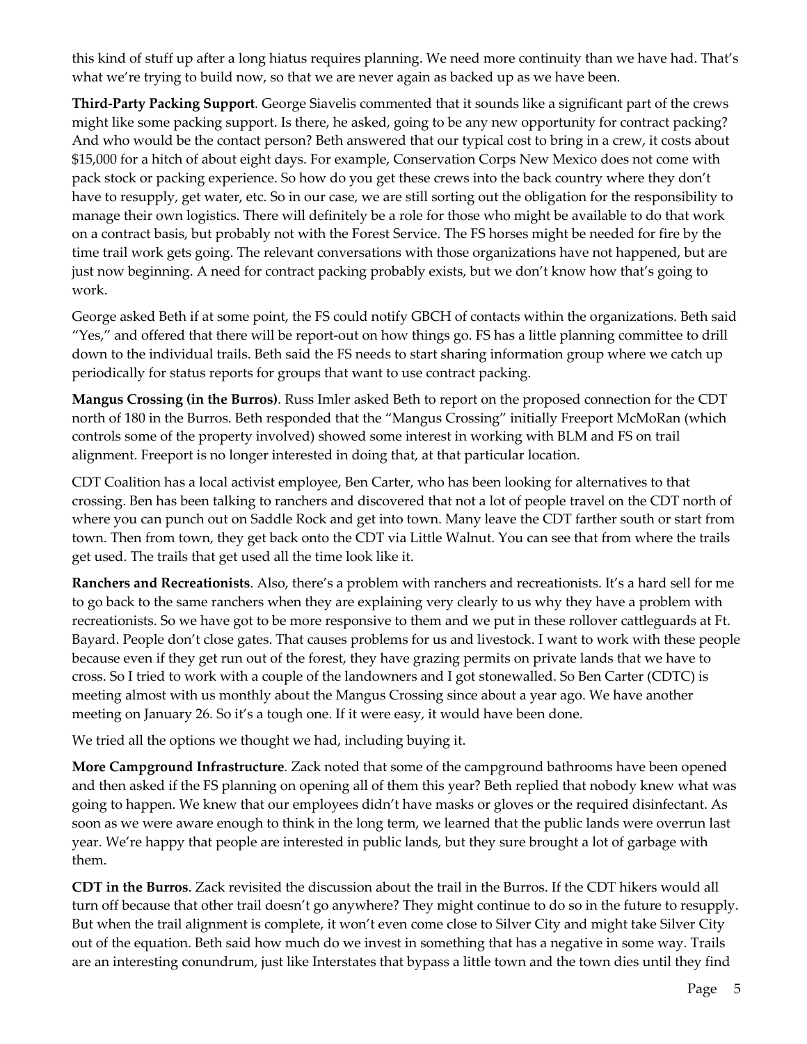this kind of stuff up after a long hiatus requires planning. We need more continuity than we have had. That's what we're trying to build now, so that we are never again as backed up as we have been.

**Third-Party Packing Support**. George Siavelis commented that it sounds like a significant part of the crews might like some packing support. Is there, he asked, going to be any new opportunity for contract packing? And who would be the contact person? Beth answered that our typical cost to bring in a crew, it costs about $15,000 for a hitch of about eight days. For example, Conservation Corps New Mexico does not come with pack stock or packing experience. So how do you get these crews into the back country where they don't have to resupply, get water, etc. So in our case, we are still sorting out the obligation for the responsibility to manage their own logistics. There will definitely be a role for those who might be available to do that work on a contract basis, but probably not with the Forest Service. The FS horses might be needed for fire by the time trail work gets going. The relevant conversations with those organizations have not happened, but are just now beginning. A need for contract packing probably exists, but we don't know how that's going to work.

George asked Beth if at some point, the FS could notify GBCH of contacts within the organizations. Beth said "Yes," and offered that there will be report-out on how things go. FS has a little planning committee to drill down to the individual trails. Beth said the FS needs to start sharing information group where we catch up periodically for status reports for groups that want to use contract packing.

**Mangus Crossing (in the Burros)**. Russ Imler asked Beth to report on the proposed connection for the CDT north of 180 in the Burros. Beth responded that the "Mangus Crossing" initially Freeport McMoRan (which controls some of the property involved) showed some interest in working with BLM and FS on trail alignment. Freeport is no longer interested in doing that, at that particular location.

CDT Coalition has a local activist employee, Ben Carter, who has been looking for alternatives to that crossing. Ben has been talking to ranchers and discovered that not a lot of people travel on the CDT north of where you can punch out on Saddle Rock and get into town. Many leave the CDT farther south or start from town. Then from town, they get back onto the CDT via Little Walnut. You can see that from where the trails get used. The trails that get used all the time look like it.

**Ranchers and Recreationists**. Also, there's a problem with ranchers and recreationists. It's a hard sell for me to go back to the same ranchers when they are explaining very clearly to us why they have a problem with recreationists. So we have got to be more responsive to them and we put in these rollover cattleguards at Ft. Bayard. People don't close gates. That causes problems for us and livestock. I want to work with these people because even if they get run out of the forest, they have grazing permits on private lands that we have to cross. So I tried to work with a couple of the landowners and I got stonewalled. So Ben Carter (CDTC) is meeting almost with us monthly about the Mangus Crossing since about a year ago. We have another meeting on January 26. So it's a tough one. If it were easy, it would have been done.

We tried all the options we thought we had, including buying it.

**More Campground Infrastructure**. Zack noted that some of the campground bathrooms have been opened and then asked if the FS planning on opening all of them this year? Beth replied that nobody knew what was going to happen. We knew that our employees didn't have masks or gloves or the required disinfectant. As soon as we were aware enough to think in the long term, we learned that the public lands were overrun last year. We're happy that people are interested in public lands, but they sure brought a lot of garbage with them.

**CDT in the Burros**. Zack revisited the discussion about the trail in the Burros. If the CDT hikers would all turn off because that other trail doesn't go anywhere? They might continue to do so in the future to resupply. But when the trail alignment is complete, it won't even come close to Silver City and might take Silver City out of the equation. Beth said how much do we invest in something that has a negative in some way. Trails are an interesting conundrum, just like Interstates that bypass a little town and the town dies until they find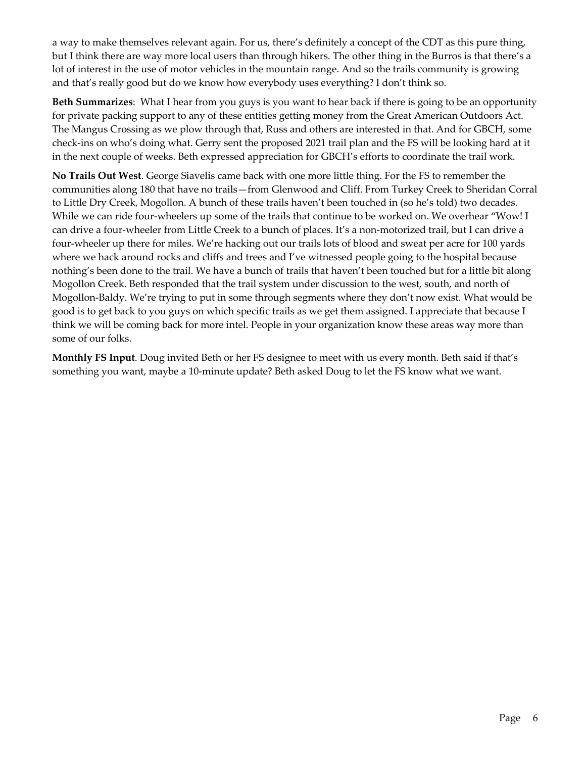a way to make themselves relevant again. For us, there's definitely a concept of the CDT as this pure thing, but I think there are way more local users than through hikers. The other thing in the Burros is that there's a lot of interest in the use of motor vehicles in the mountain range. And so the trails community is growing and that's really good but do we know how everybody uses everything? I don't think so.

**Beth Summarizes**: What I hear from you guys is you want to hear back if there is going to be an opportunity for private packing support to any of these entities getting money from the Great American Outdoors Act. The Mangus Crossing as we plow through that, Russ and others are interested in that. And for GBCH, some check-ins on who's doing what. Gerry sent the proposed 2021 trail plan and the FS will be looking hard at it in the next couple of weeks. Beth expressed appreciation for GBCH's efforts to coordinate the trail work.

**No Trails Out West**. George Siavelis came back with one more little thing. For the FS to remember the communities along 180 that have no trails—from Glenwood and Cliff. From Turkey Creek to Sheridan Corral to Little Dry Creek, Mogollon. A bunch of these trails haven't been touched in (so he's told) two decades. While we can ride four-wheelers up some of the trails that continue to be worked on. We overhear "Wow! I can drive a four-wheeler from Little Creek to a bunch of places. It's a non-motorized trail, but I can drive a four-wheeler up there for miles. We're hacking out our trails lots of blood and sweat per acre for 100 yards where we hack around rocks and cliffs and trees and I've witnessed people going to the hospital because nothing's been done to the trail. We have a bunch of trails that haven't been touched but for a little bit along Mogollon Creek. Beth responded that the trail system under discussion to the west, south, and north of Mogollon-Baldy. We're trying to put in some through segments where they don't now exist. What would be good is to get back to you guys on which specific trails as we get them assigned. I appreciate that because I think we will be coming back for more intel. People in your organization know these areas way more than some of our folks.

**Monthly FS Input**. Doug invited Beth or her FS designee to meet with us every month. Beth said if that's something you want, maybe a 10-minute update? Beth asked Doug to let the FS know what we want.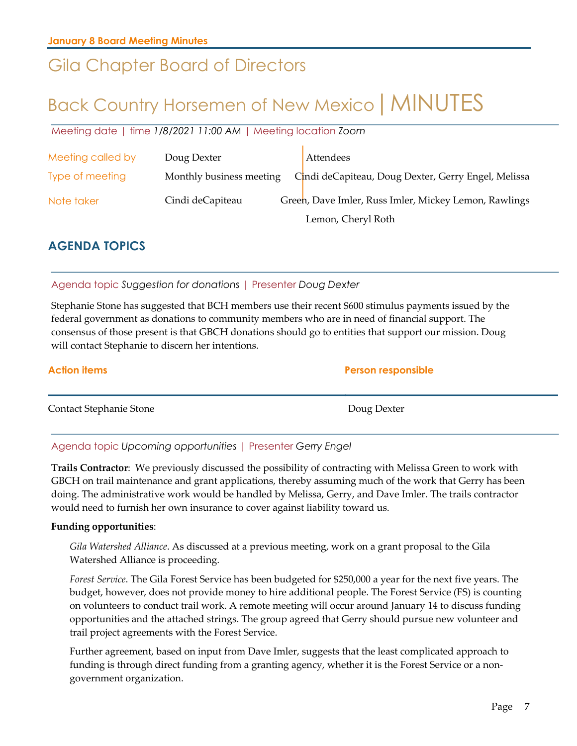January 8 Board Meeting Minutes

# Gila Chapter Board of Directors

# Back Country Horsemen of New Mexico | MINUTES

Meeting date | time *1/8/2021 11:00 AM* | Meeting location *Zoom*

| | | |
|---|---|---|
| Meeting called by | Doug Dexter | Attendees |
| Type of meeting | Monthly business meeting | Cindi deCapiteau, Doug Dexter, Gerry Engel, Melissa Green, Dave Imler, Russ Imler, Mickey Lemon, Rawlings Lemon, Cheryl Roth |
| Note taker | Cindi deCapiteau | |

## AGENDA TOPICS

Agenda topic *Suggestion for donations* | Presenter *Doug Dexter*

Stephanie Stone has suggested that BCH members use their recent $600 stimulus payments issued by the federal government as donations to community members who are in need of financial support. The consensus of those present is that GBCH donations should go to entities that support our mission. Doug will contact Stephanie to discern her intentions.

| Action items | Person responsible |
|---|---|
| Contact Stephanie Stone | Doug Dexter |

Agenda topic *Upcoming opportunities* | Presenter *Gerry Engel*

**Trails Contractor**: We previously discussed the possibility of contracting with Melissa Green to work with GBCH on trail maintenance and grant applications, thereby assuming much of the work that Gerry has been doing. The administrative work would be handled by Melissa, Gerry, and Dave Imler. The trails contractor would need to furnish her own insurance to cover against liability toward us.

**Funding opportunities**:

*Gila Watershed Alliance*. As discussed at a previous meeting, work on a grant proposal to the Gila Watershed Alliance is proceeding.

*Forest Service*. The Gila Forest Service has been budgeted for $250,000 a year for the next five years. The budget, however, does not provide money to hire additional people. The Forest Service (FS) is counting on volunteers to conduct trail work. A remote meeting will occur around January 14 to discuss funding opportunities and the attached strings. The group agreed that Gerry should pursue new volunteer and trail project agreements with the Forest Service.

Further agreement, based on input from Dave Imler, suggests that the least complicated approach to funding is through direct funding from a granting agency, whether it is the Forest Service or a non-government organization.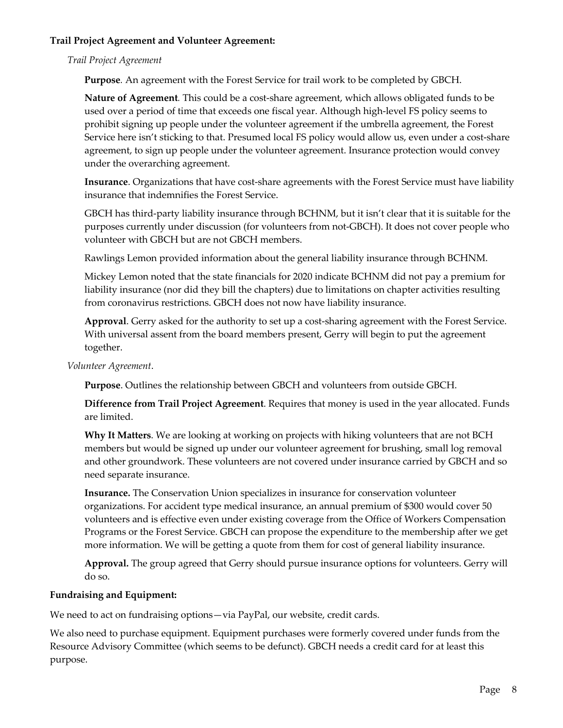**Trail Project Agreement and Volunteer Agreement:**

*Trail Project Agreement*

**Purpose**. An agreement with the Forest Service for trail work to be completed by GBCH.

**Nature of Agreement**. This could be a cost-share agreement, which allows obligated funds to be used over a period of time that exceeds one fiscal year. Although high-level FS policy seems to prohibit signing up people under the volunteer agreement if the umbrella agreement, the Forest Service here isn't sticking to that. Presumed local FS policy would allow us, even under a cost-share agreement, to sign up people under the volunteer agreement. Insurance protection would convey under the overarching agreement.

**Insurance**. Organizations that have cost-share agreements with the Forest Service must have liability insurance that indemnifies the Forest Service.

GBCH has third-party liability insurance through BCHNM, but it isn't clear that it is suitable for the purposes currently under discussion (for volunteers from not-GBCH). It does not cover people who volunteer with GBCH but are not GBCH members.

Rawlings Lemon provided information about the general liability insurance through BCHNM.

Mickey Lemon noted that the state financials for 2020 indicate BCHNM did not pay a premium for liability insurance (nor did they bill the chapters) due to limitations on chapter activities resulting from coronavirus restrictions. GBCH does not now have liability insurance.

**Approval**. Gerry asked for the authority to set up a cost-sharing agreement with the Forest Service. With universal assent from the board members present, Gerry will begin to put the agreement together.

*Volunteer Agreement*.

**Purpose**. Outlines the relationship between GBCH and volunteers from outside GBCH.

**Difference from Trail Project Agreement**. Requires that money is used in the year allocated. Funds are limited.

**Why It Matters**. We are looking at working on projects with hiking volunteers that are not BCH members but would be signed up under our volunteer agreement for brushing, small log removal and other groundwork. These volunteers are not covered under insurance carried by GBCH and so need separate insurance.

**Insurance.** The Conservation Union specializes in insurance for conservation volunteer organizations. For accident type medical insurance, an annual premium of $300 would cover 50 volunteers and is effective even under existing coverage from the Office of Workers Compensation Programs or the Forest Service. GBCH can propose the expenditure to the membership after we get more information. We will be getting a quote from them for cost of general liability insurance.

**Approval.** The group agreed that Gerry should pursue insurance options for volunteers. Gerry will do so.

**Fundraising and Equipment:**

We need to act on fundraising options—via PayPal, our website, credit cards.

We also need to purchase equipment. Equipment purchases were formerly covered under funds from the Resource Advisory Committee (which seems to be defunct). GBCH needs a credit card for at least this purpose.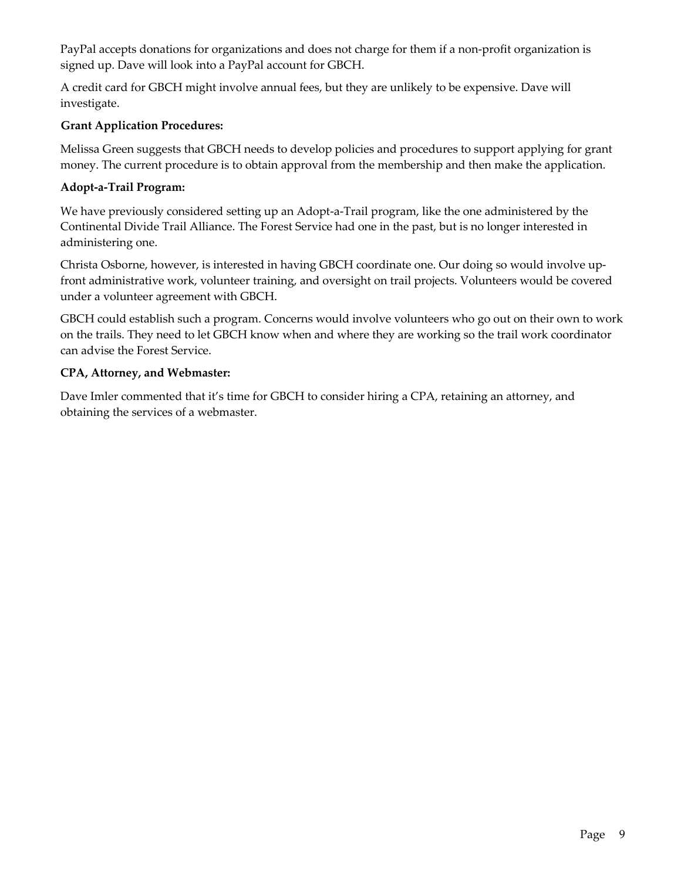PayPal accepts donations for organizations and does not charge for them if a non-profit organization is signed up. Dave will look into a PayPal account for GBCH.

A credit card for GBCH might involve annual fees, but they are unlikely to be expensive. Dave will investigate.

**Grant Application Procedures:**

Melissa Green suggests that GBCH needs to develop policies and procedures to support applying for grant money. The current procedure is to obtain approval from the membership and then make the application.

**Adopt-a-Trail Program:**

We have previously considered setting up an Adopt-a-Trail program, like the one administered by the Continental Divide Trail Alliance. The Forest Service had one in the past, but is no longer interested in administering one.

Christa Osborne, however, is interested in having GBCH coordinate one. Our doing so would involve up-front administrative work, volunteer training, and oversight on trail projects. Volunteers would be covered under a volunteer agreement with GBCH.

GBCH could establish such a program. Concerns would involve volunteers who go out on their own to work on the trails. They need to let GBCH know when and where they are working so the trail work coordinator can advise the Forest Service.

**CPA, Attorney, and Webmaster:**

Dave Imler commented that it's time for GBCH to consider hiring a CPA, retaining an attorney, and obtaining the services of a webmaster.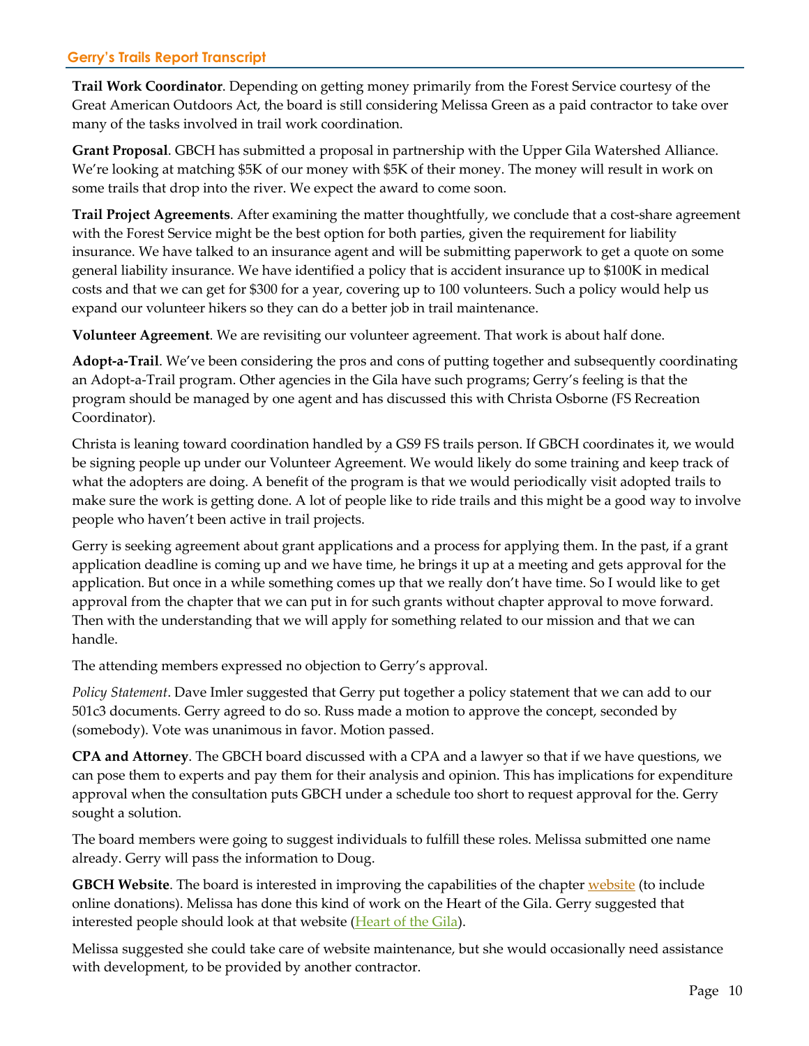## Gerry's Trails Report Transcript

**Trail Work Coordinator**. Depending on getting money primarily from the Forest Service courtesy of the Great American Outdoors Act, the board is still considering Melissa Green as a paid contractor to take over many of the tasks involved in trail work coordination.

**Grant Proposal**. GBCH has submitted a proposal in partnership with the Upper Gila Watershed Alliance. We're looking at matching $5K of our money with $5K of their money. The money will result in work on some trails that drop into the river. We expect the award to come soon.

**Trail Project Agreements**. After examining the matter thoughtfully, we conclude that a cost-share agreement with the Forest Service might be the best option for both parties, given the requirement for liability insurance. We have talked to an insurance agent and will be submitting paperwork to get a quote on some general liability insurance. We have identified a policy that is accident insurance up to $100K in medical costs and that we can get for $300 for a year, covering up to 100 volunteers. Such a policy would help us expand our volunteer hikers so they can do a better job in trail maintenance.

**Volunteer Agreement**. We are revisiting our volunteer agreement. That work is about half done.

**Adopt-a-Trail**. We've been considering the pros and cons of putting together and subsequently coordinating an Adopt-a-Trail program. Other agencies in the Gila have such programs; Gerry's feeling is that the program should be managed by one agent and has discussed this with Christa Osborne (FS Recreation Coordinator).

Christa is leaning toward coordination handled by a GS9 FS trails person. If GBCH coordinates it, we would be signing people up under our Volunteer Agreement. We would likely do some training and keep track of what the adopters are doing. A benefit of the program is that we would periodically visit adopted trails to make sure the work is getting done. A lot of people like to ride trails and this might be a good way to involve people who haven't been active in trail projects.

Gerry is seeking agreement about grant applications and a process for applying them. In the past, if a grant application deadline is coming up and we have time, he brings it up at a meeting and gets approval for the application. But once in a while something comes up that we really don't have time. So I would like to get approval from the chapter that we can put in for such grants without chapter approval to move forward. Then with the understanding that we will apply for something related to our mission and that we can handle.

The attending members expressed no objection to Gerry's approval.

*Policy Statement*. Dave Imler suggested that Gerry put together a policy statement that we can add to our 501c3 documents. Gerry agreed to do so. Russ made a motion to approve the concept, seconded by (somebody). Vote was unanimous in favor. Motion passed.

**CPA and Attorney**. The GBCH board discussed with a CPA and a lawyer so that if we have questions, we can pose them to experts and pay them for their analysis and opinion. This has implications for expenditure approval when the consultation puts GBCH under a schedule too short to request approval for the. Gerry sought a solution.

The board members were going to suggest individuals to fulfill these roles. Melissa submitted one name already. Gerry will pass the information to Doug.

**GBCH Website**. The board is interested in improving the capabilities of the chapter website (to include online donations). Melissa has done this kind of work on the Heart of the Gila. Gerry suggested that interested people should look at that website (Heart of the Gila).

Melissa suggested she could take care of website maintenance, but she would occasionally need assistance with development, to be provided by another contractor.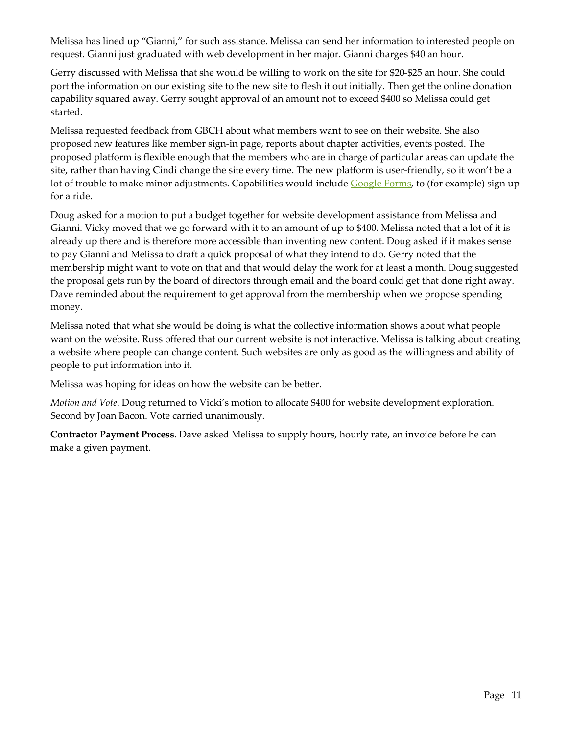Melissa has lined up "Gianni," for such assistance. Melissa can send her information to interested people on request. Gianni just graduated with web development in her major. Gianni charges $40 an hour.

Gerry discussed with Melissa that she would be willing to work on the site for $20-$25 an hour. She could port the information on our existing site to the new site to flesh it out initially. Then get the online donation capability squared away. Gerry sought approval of an amount not to exceed $400 so Melissa could get started.

Melissa requested feedback from GBCH about what members want to see on their website. She also proposed new features like member sign-in page, reports about chapter activities, events posted. The proposed platform is flexible enough that the members who are in charge of particular areas can update the site, rather than having Cindi change the site every time. The new platform is user-friendly, so it won't be a lot of trouble to make minor adjustments. Capabilities would include Google Forms, to (for example) sign up for a ride.

Doug asked for a motion to put a budget together for website development assistance from Melissa and Gianni. Vicky moved that we go forward with it to an amount of up to $400. Melissa noted that a lot of it is already up there and is therefore more accessible than inventing new content. Doug asked if it makes sense to pay Gianni and Melissa to draft a quick proposal of what they intend to do. Gerry noted that the membership might want to vote on that and that would delay the work for at least a month. Doug suggested the proposal gets run by the board of directors through email and the board could get that done right away. Dave reminded about the requirement to get approval from the membership when we propose spending money.

Melissa noted that what she would be doing is what the collective information shows about what people want on the website. Russ offered that our current website is not interactive. Melissa is talking about creating a website where people can change content. Such websites are only as good as the willingness and ability of people to put information into it.

Melissa was hoping for ideas on how the website can be better.

*Motion and Vote*. Doug returned to Vicki's motion to allocate $400 for website development exploration. Second by Joan Bacon. Vote carried unanimously.

**Contractor Payment Process**. Dave asked Melissa to supply hours, hourly rate, an invoice before he can make a given payment.